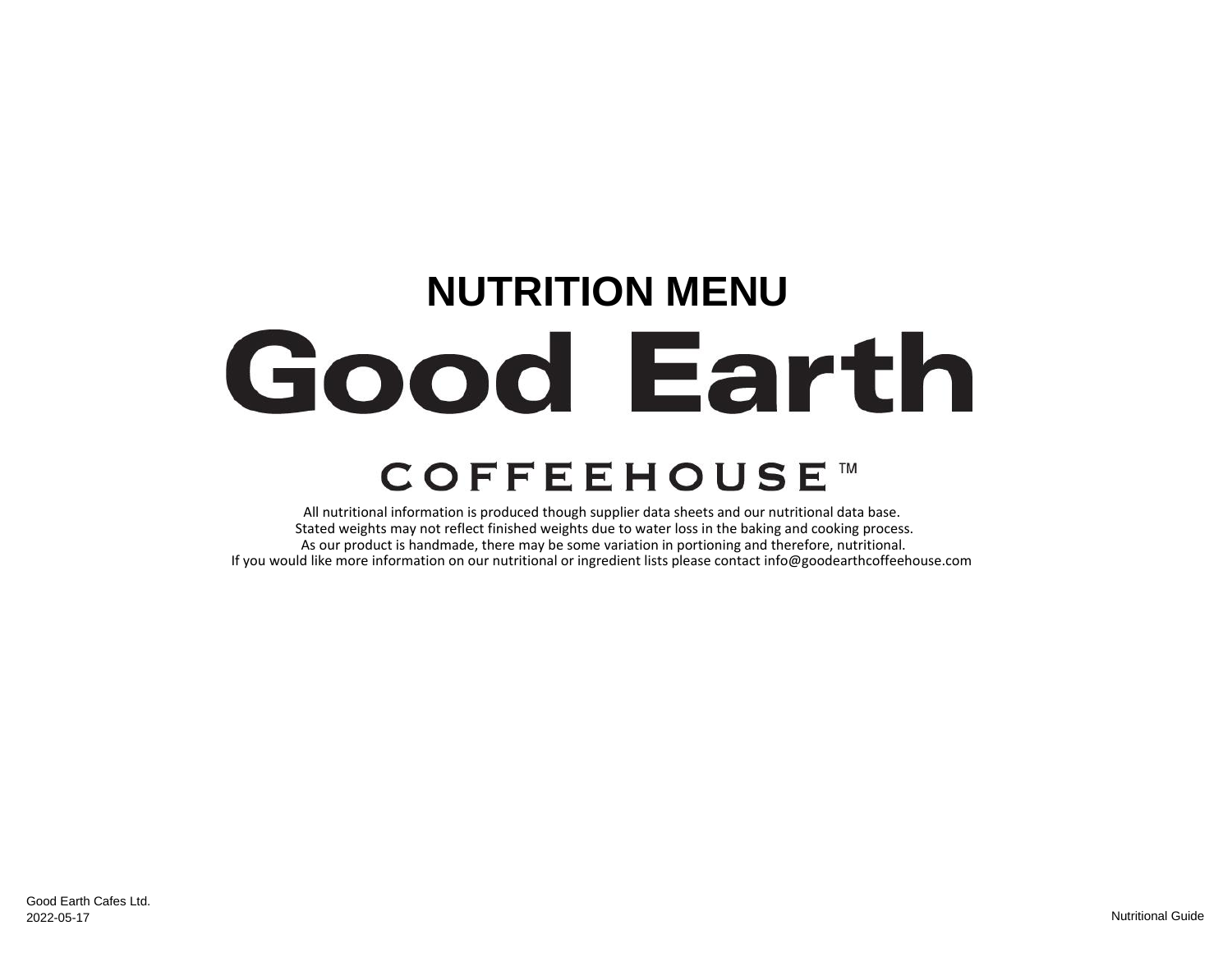# NUTRITION MENU

# Good Earth

## COFFEEHOUSE™

All nutritional information is produced though supplier data sheets and our nutritional data base.
Stated weights may not reflect finished weights due to water loss in the baking and cooking process.
As our product is handmade, there may be some variation in portioning and therefore, nutritional.
If you would like more information on our nutritional or ingredient lists please contact info@goodearthcoffeehouse.com

Good Earth Cafes Ltd.
2022-05-17

Nutritional Guide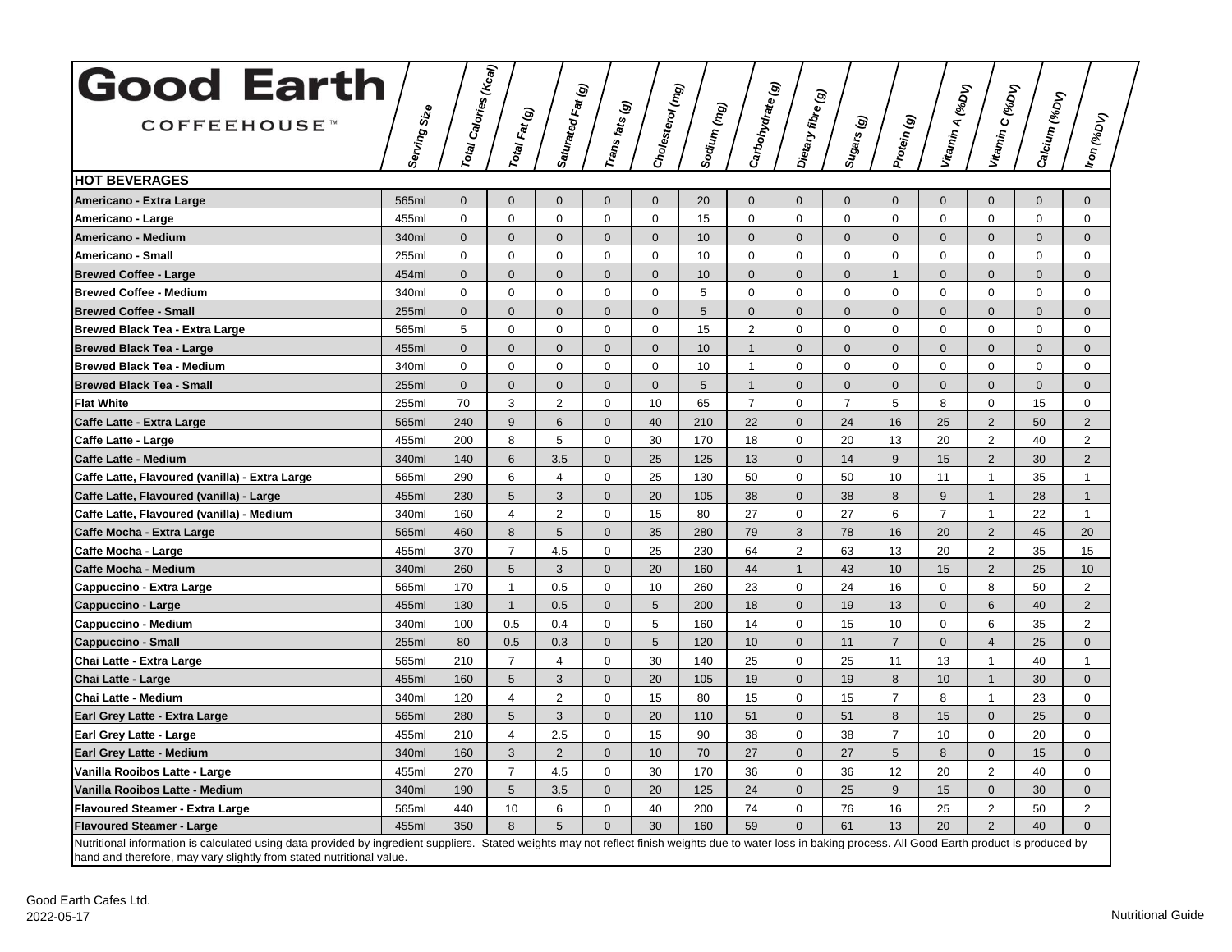# Good Earth COFFEEHOUSE™

| | Serving Size | Total Calories (Kcal) | Total Fat (g) | Saturated Fat (g) | Trans fats (g) | Cholesterol (mg) | Sodium (mg) | Carbohydrate (g) | Dietary fibre (g) | Sugars (g) | Protein (g) | Vitamin A (%DV) | Vitamin C (%DV) | Calcium (%DV) | Iron (%DV) |
|---|---|---|---|---|---|---|---|---|---|---|---|---|---|---|---|
| **HOT BEVERAGES** | | | | | | | | | | | | | | | |
| **Americano - Extra Large** | 565ml | 0 | 0 | 0 | 0 | 0 | 20 | 0 | 0 | 0 | 0 | 0 | 0 | 0 | 0 |
| **Americano - Large** | 455ml | 0 | 0 | 0 | 0 | 0 | 15 | 0 | 0 | 0 | 0 | 0 | 0 | 0 | 0 |
| **Americano - Medium** | 340ml | 0 | 0 | 0 | 0 | 0 | 10 | 0 | 0 | 0 | 0 | 0 | 0 | 0 | 0 |
| **Americano - Small** | 255ml | 0 | 0 | 0 | 0 | 0 | 10 | 0 | 0 | 0 | 0 | 0 | 0 | 0 | 0 |
| **Brewed Coffee - Large** | 454ml | 0 | 0 | 0 | 0 | 0 | 10 | 0 | 0 | 0 | 1 | 0 | 0 | 0 | 0 |
| **Brewed Coffee - Medium** | 340ml | 0 | 0 | 0 | 0 | 0 | 5 | 0 | 0 | 0 | 0 | 0 | 0 | 0 | 0 |
| **Brewed Coffee - Small** | 255ml | 0 | 0 | 0 | 0 | 0 | 5 | 0 | 0 | 0 | 0 | 0 | 0 | 0 | 0 |
| **Brewed Black Tea - Extra Large** | 565ml | 5 | 0 | 0 | 0 | 0 | 15 | 2 | 0 | 0 | 0 | 0 | 0 | 0 | 0 |
| **Brewed Black Tea - Large** | 455ml | 0 | 0 | 0 | 0 | 0 | 10 | 1 | 0 | 0 | 0 | 0 | 0 | 0 | 0 |
| **Brewed Black Tea - Medium** | 340ml | 0 | 0 | 0 | 0 | 0 | 10 | 1 | 0 | 0 | 0 | 0 | 0 | 0 | 0 |
| **Brewed Black Tea - Small** | 255ml | 0 | 0 | 0 | 0 | 0 | 5 | 1 | 0 | 0 | 0 | 0 | 0 | 0 | 0 |
| **Flat White** | 255ml | 70 | 3 | 2 | 0 | 10 | 65 | 7 | 0 | 7 | 5 | 8 | 0 | 15 | 0 |
| **Caffe Latte - Extra Large** | 565ml | 240 | 9 | 6 | 0 | 40 | 210 | 22 | 0 | 24 | 16 | 25 | 2 | 50 | 2 |
| **Caffe Latte - Large** | 455ml | 200 | 8 | 5 | 0 | 30 | 170 | 18 | 0 | 20 | 13 | 20 | 2 | 40 | 2 |
| **Caffe Latte - Medium** | 340ml | 140 | 6 | 3.5 | 0 | 25 | 125 | 13 | 0 | 14 | 9 | 15 | 2 | 30 | 2 |
| **Caffe Latte, Flavoured (vanilla) - Extra Large** | 565ml | 290 | 6 | 4 | 0 | 25 | 130 | 50 | 0 | 50 | 10 | 11 | 1 | 35 | 1 |
| **Caffe Latte, Flavoured (vanilla) - Large** | 455ml | 230 | 5 | 3 | 0 | 20 | 105 | 38 | 0 | 38 | 8 | 9 | 1 | 28 | 1 |
| **Caffe Latte, Flavoured (vanilla) - Medium** | 340ml | 160 | 4 | 2 | 0 | 15 | 80 | 27 | 0 | 27 | 6 | 7 | 1 | 22 | 1 |
| **Caffe Mocha - Extra Large** | 565ml | 460 | 8 | 5 | 0 | 35 | 280 | 79 | 3 | 78 | 16 | 20 | 2 | 45 | 20 |
| **Caffe Mocha - Large** | 455ml | 370 | 7 | 4.5 | 0 | 25 | 230 | 64 | 2 | 63 | 13 | 20 | 2 | 35 | 15 |
| **Caffe Mocha - Medium** | 340ml | 260 | 5 | 3 | 0 | 20 | 160 | 44 | 1 | 43 | 10 | 15 | 2 | 25 | 10 |
| **Cappuccino - Extra Large** | 565ml | 170 | 1 | 0.5 | 0 | 10 | 260 | 23 | 0 | 24 | 16 | 0 | 8 | 50 | 2 |
| **Cappuccino - Large** | 455ml | 130 | 1 | 0.5 | 0 | 5 | 200 | 18 | 0 | 19 | 13 | 0 | 6 | 40 | 2 |
| **Cappuccino - Medium** | 340ml | 100 | 0.5 | 0.4 | 0 | 5 | 160 | 14 | 0 | 15 | 10 | 0 | 6 | 35 | 2 |
| **Cappuccino - Small** | 255ml | 80 | 0.5 | 0.3 | 0 | 5 | 120 | 10 | 0 | 11 | 7 | 0 | 4 | 25 | 0 |
| **Chai Latte - Extra Large** | 565ml | 210 | 7 | 4 | 0 | 30 | 140 | 25 | 0 | 25 | 11 | 13 | 1 | 40 | 1 |
| **Chai Latte - Large** | 455ml | 160 | 5 | 3 | 0 | 20 | 105 | 19 | 0 | 19 | 8 | 10 | 1 | 30 | 0 |
| **Chai Latte - Medium** | 340ml | 120 | 4 | 2 | 0 | 15 | 80 | 15 | 0 | 15 | 7 | 8 | 1 | 23 | 0 |
| **Earl Grey Latte - Extra Large** | 565ml | 280 | 5 | 3 | 0 | 20 | 110 | 51 | 0 | 51 | 8 | 15 | 0 | 25 | 0 |
| **Earl Grey Latte - Large** | 455ml | 210 | 4 | 2.5 | 0 | 15 | 90 | 38 | 0 | 38 | 7 | 10 | 0 | 20 | 0 |
| **Earl Grey Latte - Medium** | 340ml | 160 | 3 | 2 | 0 | 10 | 70 | 27 | 0 | 27 | 5 | 8 | 0 | 15 | 0 |
| **Vanilla Rooibos Latte - Large** | 455ml | 270 | 7 | 4.5 | 0 | 30 | 170 | 36 | 0 | 36 | 12 | 20 | 2 | 40 | 0 |
| **Vanilla Rooibos Latte - Medium** | 340ml | 190 | 5 | 3.5 | 0 | 20 | 125 | 24 | 0 | 25 | 9 | 15 | 0 | 30 | 0 |
| **Flavoured Steamer - Extra Large** | 565ml | 440 | 10 | 6 | 0 | 40 | 200 | 74 | 0 | 76 | 16 | 25 | 2 | 50 | 2 |
| **Flavoured Steamer - Large** | 455ml | 350 | 8 | 5 | 0 | 30 | 160 | 59 | 0 | 61 | 13 | 20 | 2 | 40 | 0 |

Nutritional information is calculated using data provided by ingredient suppliers. Stated weights may not reflect finish weights due to water loss in baking process. All Good Earth product is produced by hand and therefore, may vary slightly from stated nutritional value.

Good Earth Cafes Ltd.
2022-05-17

Nutritional Guide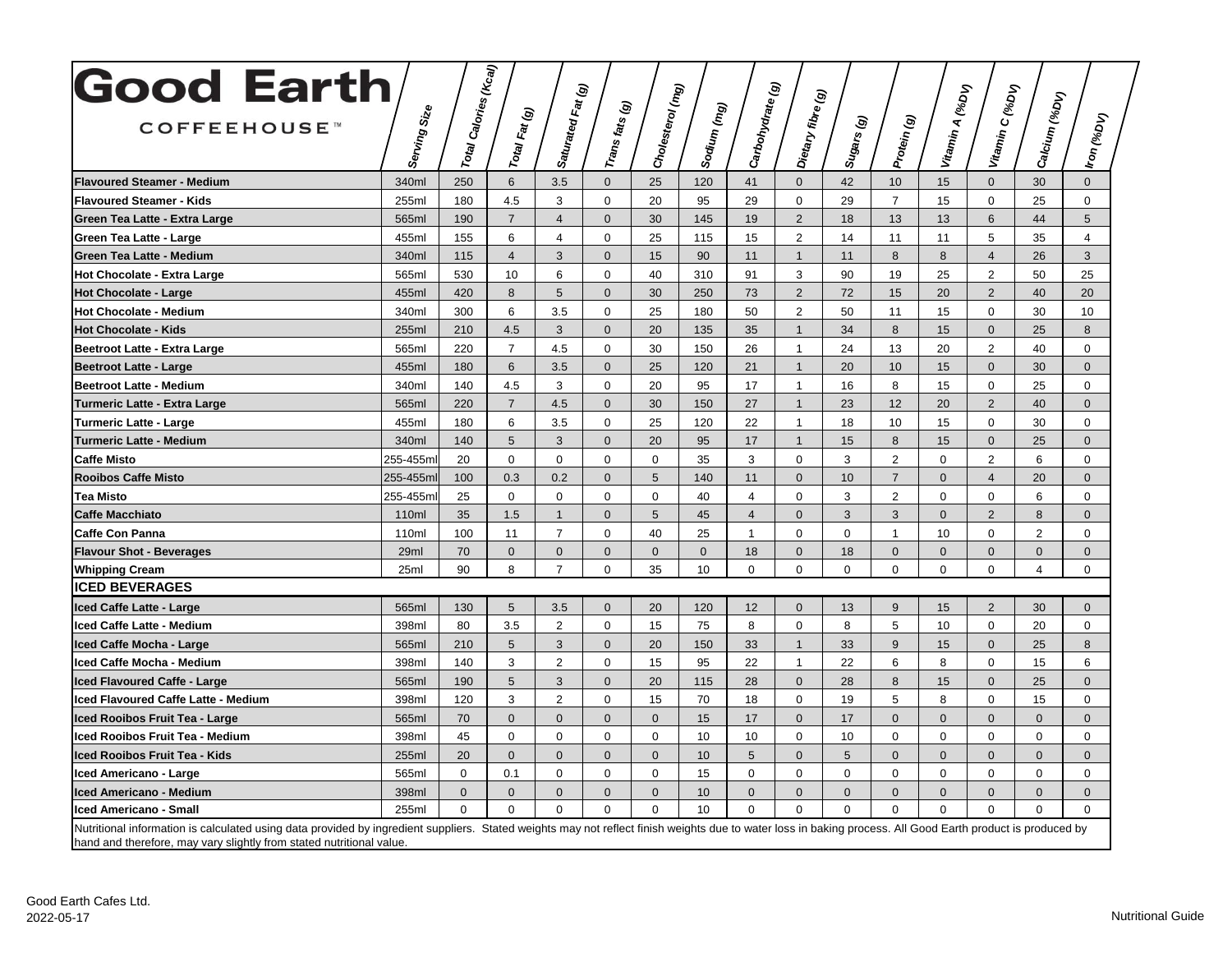| **Good Earth COFFEEHOUSE™** | Serving Size | Total Calories (Kcal) | Total Fat (g) | Saturated Fat (g) | Trans fats (g) | Cholesterol (mg) | Sodium (mg) | Carbohydrate (g) | Dietary fibre (g) | Sugars (g) | Protein (g) | Vitamin A (%DV) | Vitamin C (%DV) | Calcium (%DV) | Iron (%DV) |
|---|---|---|---|---|---|---|---|---|---|---|---|---|---|---|---|
| **Flavoured Steamer - Medium** | 340ml | 250 | 6 | 3.5 | 0 | 25 | 120 | 41 | 0 | 42 | 10 | 15 | 0 | 30 | 0 |
| **Flavoured Steamer - Kids** | 255ml | 180 | 4.5 | 3 | 0 | 20 | 95 | 29 | 0 | 29 | 7 | 15 | 0 | 25 | 0 |
| **Green Tea Latte - Extra Large** | 565ml | 190 | 7 | 4 | 0 | 30 | 145 | 19 | 2 | 18 | 13 | 13 | 6 | 44 | 5 |
| **Green Tea Latte - Large** | 455ml | 155 | 6 | 4 | 0 | 25 | 115 | 15 | 2 | 14 | 11 | 11 | 5 | 35 | 4 |
| **Green Tea Latte - Medium** | 340ml | 115 | 4 | 3 | 0 | 15 | 90 | 11 | 1 | 11 | 8 | 8 | 4 | 26 | 3 |
| **Hot Chocolate - Extra Large** | 565ml | 530 | 10 | 6 | 0 | 40 | 310 | 91 | 3 | 90 | 19 | 25 | 2 | 50 | 25 |
| **Hot Chocolate - Large** | 455ml | 420 | 8 | 5 | 0 | 30 | 250 | 73 | 2 | 72 | 15 | 20 | 2 | 40 | 20 |
| **Hot Chocolate - Medium** | 340ml | 300 | 6 | 3.5 | 0 | 25 | 180 | 50 | 2 | 50 | 11 | 15 | 0 | 30 | 10 |
| **Hot Chocolate - Kids** | 255ml | 210 | 4.5 | 3 | 0 | 20 | 135 | 35 | 1 | 34 | 8 | 15 | 0 | 25 | 8 |
| **Beetroot Latte - Extra Large** | 565ml | 220 | 7 | 4.5 | 0 | 30 | 150 | 26 | 1 | 24 | 13 | 20 | 2 | 40 | 0 |
| **Beetroot Latte - Large** | 455ml | 180 | 6 | 3.5 | 0 | 25 | 120 | 21 | 1 | 20 | 10 | 15 | 0 | 30 | 0 |
| **Beetroot Latte - Medium** | 340ml | 140 | 4.5 | 3 | 0 | 20 | 95 | 17 | 1 | 16 | 8 | 15 | 0 | 25 | 0 |
| **Turmeric Latte - Extra Large** | 565ml | 220 | 7 | 4.5 | 0 | 30 | 150 | 27 | 1 | 23 | 12 | 20 | 2 | 40 | 0 |
| **Turmeric Latte - Large** | 455ml | 180 | 6 | 3.5 | 0 | 25 | 120 | 22 | 1 | 18 | 10 | 15 | 0 | 30 | 0 |
| **Turmeric Latte - Medium** | 340ml | 140 | 5 | 3 | 0 | 20 | 95 | 17 | 1 | 15 | 8 | 15 | 0 | 25 | 0 |
| **Caffe Misto** | 255-455ml | 20 | 0 | 0 | 0 | 0 | 35 | 3 | 0 | 3 | 2 | 0 | 2 | 6 | 0 |
| **Rooibos Caffe Misto** | 255-455ml | 100 | 0.3 | 0.2 | 0 | 5 | 140 | 11 | 0 | 10 | 7 | 0 | 4 | 20 | 0 |
| **Tea Misto** | 255-455ml | 25 | 0 | 0 | 0 | 0 | 40 | 4 | 0 | 3 | 2 | 0 | 0 | 6 | 0 |
| **Caffe Macchiato** | 110ml | 35 | 1.5 | 1 | 0 | 5 | 45 | 4 | 0 | 3 | 3 | 0 | 2 | 8 | 0 |
| **Caffe Con Panna** | 110ml | 100 | 11 | 7 | 0 | 40 | 25 | 1 | 0 | 0 | 1 | 10 | 0 | 2 | 0 |
| **Flavour Shot - Beverages** | 29ml | 70 | 0 | 0 | 0 | 0 | 0 | 18 | 0 | 18 | 0 | 0 | 0 | 0 | 0 |
| **Whipping Cream** | 25ml | 90 | 8 | 7 | 0 | 35 | 10 | 0 | 0 | 0 | 0 | 0 | 0 | 4 | 0 |
| **ICED BEVERAGES** | | | | | | | | | | | | | | | |
| **Iced Caffe Latte - Large** | 565ml | 130 | 5 | 3.5 | 0 | 20 | 120 | 12 | 0 | 13 | 9 | 15 | 2 | 30 | 0 |
| **Iced Caffe Latte - Medium** | 398ml | 80 | 3.5 | 2 | 0 | 15 | 75 | 8 | 0 | 8 | 5 | 10 | 0 | 20 | 0 |
| **Iced Caffe Mocha - Large** | 565ml | 210 | 5 | 3 | 0 | 20 | 150 | 33 | 1 | 33 | 9 | 15 | 0 | 25 | 8 |
| **Iced Caffe Mocha - Medium** | 398ml | 140 | 3 | 2 | 0 | 15 | 95 | 22 | 1 | 22 | 6 | 8 | 0 | 15 | 6 |
| **Iced Flavoured Caffe - Large** | 565ml | 190 | 5 | 3 | 0 | 20 | 115 | 28 | 0 | 28 | 8 | 15 | 0 | 25 | 0 |
| **Iced Flavoured Caffe Latte - Medium** | 398ml | 120 | 3 | 2 | 0 | 15 | 70 | 18 | 0 | 19 | 5 | 8 | 0 | 15 | 0 |
| **Iced Rooibos Fruit Tea - Large** | 565ml | 70 | 0 | 0 | 0 | 0 | 15 | 17 | 0 | 17 | 0 | 0 | 0 | 0 | 0 |
| **Iced Rooibos Fruit Tea - Medium** | 398ml | 45 | 0 | 0 | 0 | 0 | 10 | 10 | 0 | 10 | 0 | 0 | 0 | 0 | 0 |
| **Iced Rooibos Fruit Tea - Kids** | 255ml | 20 | 0 | 0 | 0 | 0 | 10 | 5 | 0 | 5 | 0 | 0 | 0 | 0 | 0 |
| **Iced Americano - Large** | 565ml | 0 | 0.1 | 0 | 0 | 0 | 15 | 0 | 0 | 0 | 0 | 0 | 0 | 0 | 0 |
| **Iced Americano - Medium** | 398ml | 0 | 0 | 0 | 0 | 0 | 10 | 0 | 0 | 0 | 0 | 0 | 0 | 0 | 0 |
| **Iced Americano - Small** | 255ml | 0 | 0 | 0 | 0 | 0 | 10 | 0 | 0 | 0 | 0 | 0 | 0 | 0 | 0 |

Nutritional information is calculated using data provided by ingredient suppliers. Stated weights may not reflect finish weights due to water loss in baking process. All Good Earth product is produced by hand and therefore, may vary slightly from stated nutritional value.

Good Earth Cafes Ltd.
2022-05-17

Nutritional Guide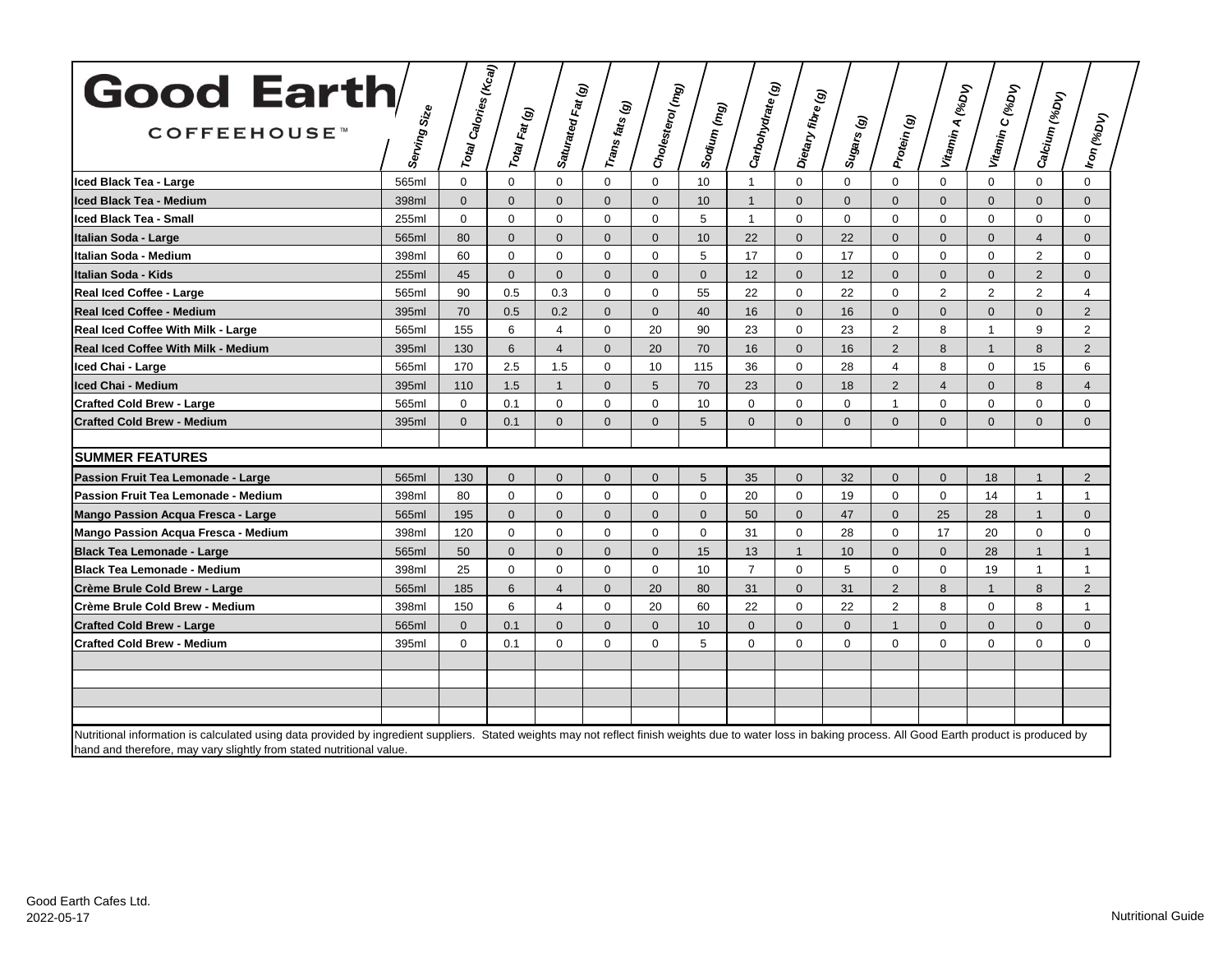# Good Earth COFFEEHOUSE™

| | Serving Size | Total Calories (Kcal) | Total Fat (g) | Saturated Fat (g) | Trans fats (g) | Cholesterol (mg) | Sodium (mg) | Carbohydrate (g) | Dietary fibre (g) | Sugars (g) | Protein (g) | Vitamin A (%DV) | Vitamin C (%DV) | Calcium (%DV) | Iron (%DV) |
|---|---|---|---|---|---|---|---|---|---|---|---|---|---|---|---|
| **Iced Black Tea - Large** | 565ml | 0 | 0 | 0 | 0 | 0 | 10 | 1 | 0 | 0 | 0 | 0 | 0 | 0 | 0 |
| **Iced Black Tea - Medium** | 398ml | 0 | 0 | 0 | 0 | 0 | 10 | 1 | 0 | 0 | 0 | 0 | 0 | 0 | 0 |
| **Iced Black Tea - Small** | 255ml | 0 | 0 | 0 | 0 | 0 | 5 | 1 | 0 | 0 | 0 | 0 | 0 | 0 | 0 |
| **Italian Soda - Large** | 565ml | 80 | 0 | 0 | 0 | 0 | 10 | 22 | 0 | 22 | 0 | 0 | 0 | 4 | 0 |
| **Italian Soda - Medium** | 398ml | 60 | 0 | 0 | 0 | 0 | 5 | 17 | 0 | 17 | 0 | 0 | 0 | 2 | 0 |
| **Italian Soda - Kids** | 255ml | 45 | 0 | 0 | 0 | 0 | 0 | 12 | 0 | 12 | 0 | 0 | 0 | 2 | 0 |
| **Real Iced Coffee - Large** | 565ml | 90 | 0.5 | 0.3 | 0 | 0 | 55 | 22 | 0 | 22 | 0 | 2 | 2 | 2 | 4 |
| **Real Iced Coffee - Medium** | 395ml | 70 | 0.5 | 0.2 | 0 | 0 | 40 | 16 | 0 | 16 | 0 | 0 | 0 | 0 | 2 |
| **Real Iced Coffee With Milk - Large** | 565ml | 155 | 6 | 4 | 0 | 20 | 90 | 23 | 0 | 23 | 2 | 8 | 1 | 9 | 2 |
| **Real Iced Coffee With Milk - Medium** | 395ml | 130 | 6 | 4 | 0 | 20 | 70 | 16 | 0 | 16 | 2 | 8 | 1 | 8 | 2 |
| **Iced Chai - Large** | 565ml | 170 | 2.5 | 1.5 | 0 | 10 | 115 | 36 | 0 | 28 | 4 | 8 | 0 | 15 | 6 |
| **Iced Chai - Medium** | 395ml | 110 | 1.5 | 1 | 0 | 5 | 70 | 23 | 0 | 18 | 2 | 4 | 0 | 8 | 4 |
| **Crafted Cold Brew - Large** | 565ml | 0 | 0.1 | 0 | 0 | 0 | 10 | 0 | 0 | 0 | 1 | 0 | 0 | 0 | 0 |
| **Crafted Cold Brew - Medium** | 395ml | 0 | 0.1 | 0 | 0 | 0 | 5 | 0 | 0 | 0 | 0 | 0 | 0 | 0 | 0 |
| | | | | | | | | | | | | | | | |
| **SUMMER FEATURES** | | | | | | | | | | | | | | | |
| **Passion Fruit Tea Lemonade - Large** | 565ml | 130 | 0 | 0 | 0 | 0 | 5 | 35 | 0 | 32 | 0 | 0 | 18 | 1 | 2 |
| **Passion Fruit Tea Lemonade - Medium** | 398ml | 80 | 0 | 0 | 0 | 0 | 0 | 20 | 0 | 19 | 0 | 0 | 14 | 1 | 1 |
| **Mango Passion Acqua Fresca - Large** | 565ml | 195 | 0 | 0 | 0 | 0 | 0 | 50 | 0 | 47 | 0 | 25 | 28 | 1 | 0 |
| **Mango Passion Acqua Fresca - Medium** | 398ml | 120 | 0 | 0 | 0 | 0 | 0 | 31 | 0 | 28 | 0 | 17 | 20 | 0 | 0 |
| **Black Tea Lemonade - Large** | 565ml | 50 | 0 | 0 | 0 | 0 | 15 | 13 | 1 | 10 | 0 | 0 | 28 | 1 | 1 |
| **Black Tea Lemonade - Medium** | 398ml | 25 | 0 | 0 | 0 | 0 | 10 | 7 | 0 | 5 | 0 | 0 | 19 | 1 | 1 |
| **Crème Brule Cold Brew - Large** | 565ml | 185 | 6 | 4 | 0 | 20 | 80 | 31 | 0 | 31 | 2 | 8 | 1 | 8 | 2 |
| **Crème Brule Cold Brew - Medium** | 398ml | 150 | 6 | 4 | 0 | 20 | 60 | 22 | 0 | 22 | 2 | 8 | 0 | 8 | 1 |
| **Crafted Cold Brew - Large** | 565ml | 0 | 0.1 | 0 | 0 | 0 | 10 | 0 | 0 | 0 | 1 | 0 | 0 | 0 | 0 |
| **Crafted Cold Brew - Medium** | 395ml | 0 | 0.1 | 0 | 0 | 0 | 5 | 0 | 0 | 0 | 0 | 0 | 0 | 0 | 0 |

Nutritional information is calculated using data provided by ingredient suppliers. Stated weights may not reflect finish weights due to water loss in baking process. All Good Earth product is produced by hand and therefore, may vary slightly from stated nutritional value.

Good Earth Cafes Ltd.
2022-05-17

Nutritional Guide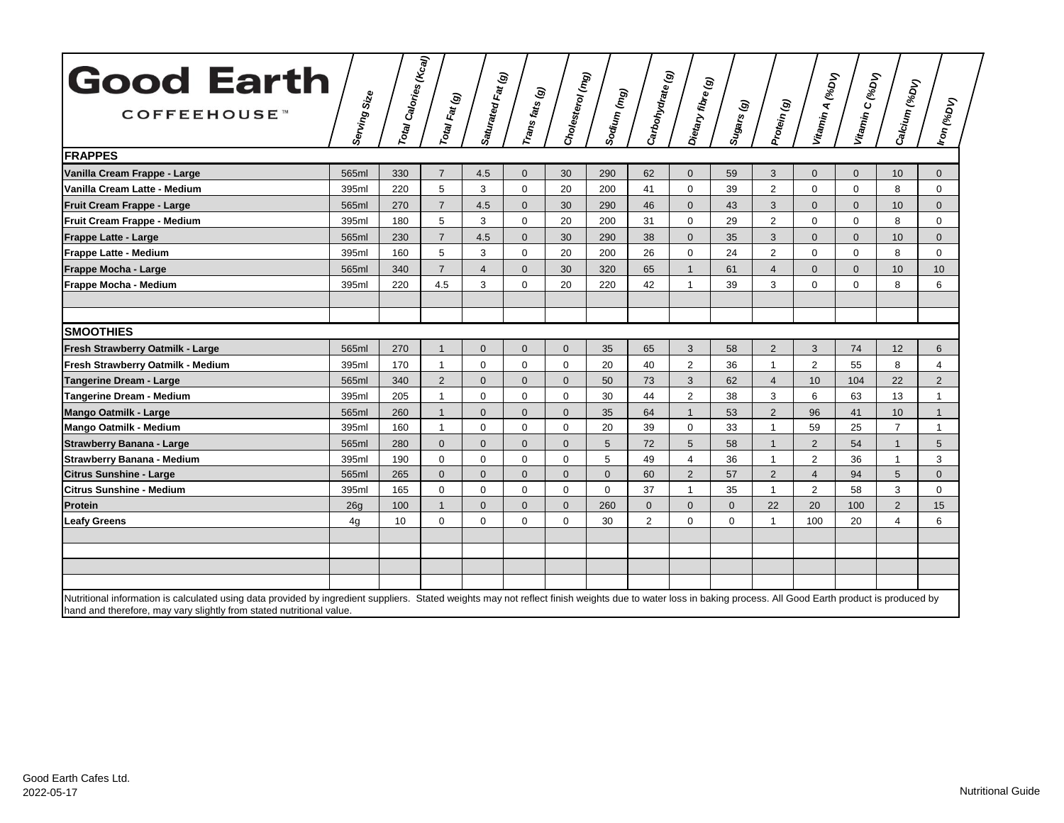# Good Earth COFFEEHOUSE™

| | Serving Size | Total Calories (Kcal) | Total Fat (g) | Saturated Fat (g) | Trans fats (g) | Cholesterol (mg) | Sodium (mg) | Carbohydrate (g) | Dietary fibre (g) | Sugars (g) | Protein (g) | Vitamin A (%DV) | Vitamin C (%DV) | Calcium (%DV) | Iron (%DV) |
|---|---|---|---|---|---|---|---|---|---|---|---|---|---|---|---|
| **FRAPPES** | | | | | | | | | | | | | | | |
| **Vanilla Cream Frappe - Large** | 565ml | 330 | 7 | 4.5 | 0 | 30 | 290 | 62 | 0 | 59 | 3 | 0 | 0 | 10 | 0 |
| **Vanilla Cream Latte - Medium** | 395ml | 220 | 5 | 3 | 0 | 20 | 200 | 41 | 0 | 39 | 2 | 0 | 0 | 8 | 0 |
| **Fruit Cream Frappe - Large** | 565ml | 270 | 7 | 4.5 | 0 | 30 | 290 | 46 | 0 | 43 | 3 | 0 | 0 | 10 | 0 |
| **Fruit Cream Frappe - Medium** | 395ml | 180 | 5 | 3 | 0 | 20 | 200 | 31 | 0 | 29 | 2 | 0 | 0 | 8 | 0 |
| **Frappe Latte - Large** | 565ml | 230 | 7 | 4.5 | 0 | 30 | 290 | 38 | 0 | 35 | 3 | 0 | 0 | 10 | 0 |
| **Frappe Latte - Medium** | 395ml | 160 | 5 | 3 | 0 | 20 | 200 | 26 | 0 | 24 | 2 | 0 | 0 | 8 | 0 |
| **Frappe Mocha - Large** | 565ml | 340 | 7 | 4 | 0 | 30 | 320 | 65 | 1 | 61 | 4 | 0 | 0 | 10 | 10 |
| **Frappe Mocha - Medium** | 395ml | 220 | 4.5 | 3 | 0 | 20 | 220 | 42 | 1 | 39 | 3 | 0 | 0 | 8 | 6 |
| **SMOOTHIES** | | | | | | | | | | | | | | | |
| **Fresh Strawberry Oatmilk - Large** | 565ml | 270 | 1 | 0 | 0 | 0 | 35 | 65 | 3 | 58 | 2 | 3 | 74 | 12 | 6 |
| **Fresh Strawberry Oatmilk - Medium** | 395ml | 170 | 1 | 0 | 0 | 0 | 20 | 40 | 2 | 36 | 1 | 2 | 55 | 8 | 4 |
| **Tangerine Dream - Large** | 565ml | 340 | 2 | 0 | 0 | 0 | 50 | 73 | 3 | 62 | 4 | 10 | 104 | 22 | 2 |
| **Tangerine Dream - Medium** | 395ml | 205 | 1 | 0 | 0 | 0 | 30 | 44 | 2 | 38 | 3 | 6 | 63 | 13 | 1 |
| **Mango Oatmilk - Large** | 565ml | 260 | 1 | 0 | 0 | 0 | 35 | 64 | 1 | 53 | 2 | 96 | 41 | 10 | 1 |
| **Mango Oatmilk - Medium** | 395ml | 160 | 1 | 0 | 0 | 0 | 20 | 39 | 0 | 33 | 1 | 59 | 25 | 7 | 1 |
| **Strawberry Banana - Large** | 565ml | 280 | 0 | 0 | 0 | 0 | 5 | 72 | 5 | 58 | 1 | 2 | 54 | 1 | 5 |
| **Strawberry Banana - Medium** | 395ml | 190 | 0 | 0 | 0 | 0 | 5 | 49 | 4 | 36 | 1 | 2 | 36 | 1 | 3 |
| **Citrus Sunshine - Large** | 565ml | 265 | 0 | 0 | 0 | 0 | 0 | 60 | 2 | 57 | 2 | 4 | 94 | 5 | 0 |
| **Citrus Sunshine - Medium** | 395ml | 165 | 0 | 0 | 0 | 0 | 0 | 37 | 1 | 35 | 1 | 2 | 58 | 3 | 0 |
| **Protein** | 26g | 100 | 1 | 0 | 0 | 0 | 260 | 0 | 0 | 0 | 22 | 20 | 100 | 2 | 15 |
| **Leafy Greens** | 4g | 10 | 0 | 0 | 0 | 0 | 30 | 2 | 0 | 0 | 1 | 100 | 20 | 4 | 6 |

Nutritional information is calculated using data provided by ingredient suppliers. Stated weights may not reflect finish weights due to water loss in baking process. All Good Earth product is produced by hand and therefore, may vary slightly from stated nutritional value.

Good Earth Cafes Ltd.
2022-05-17

Nutritional Guide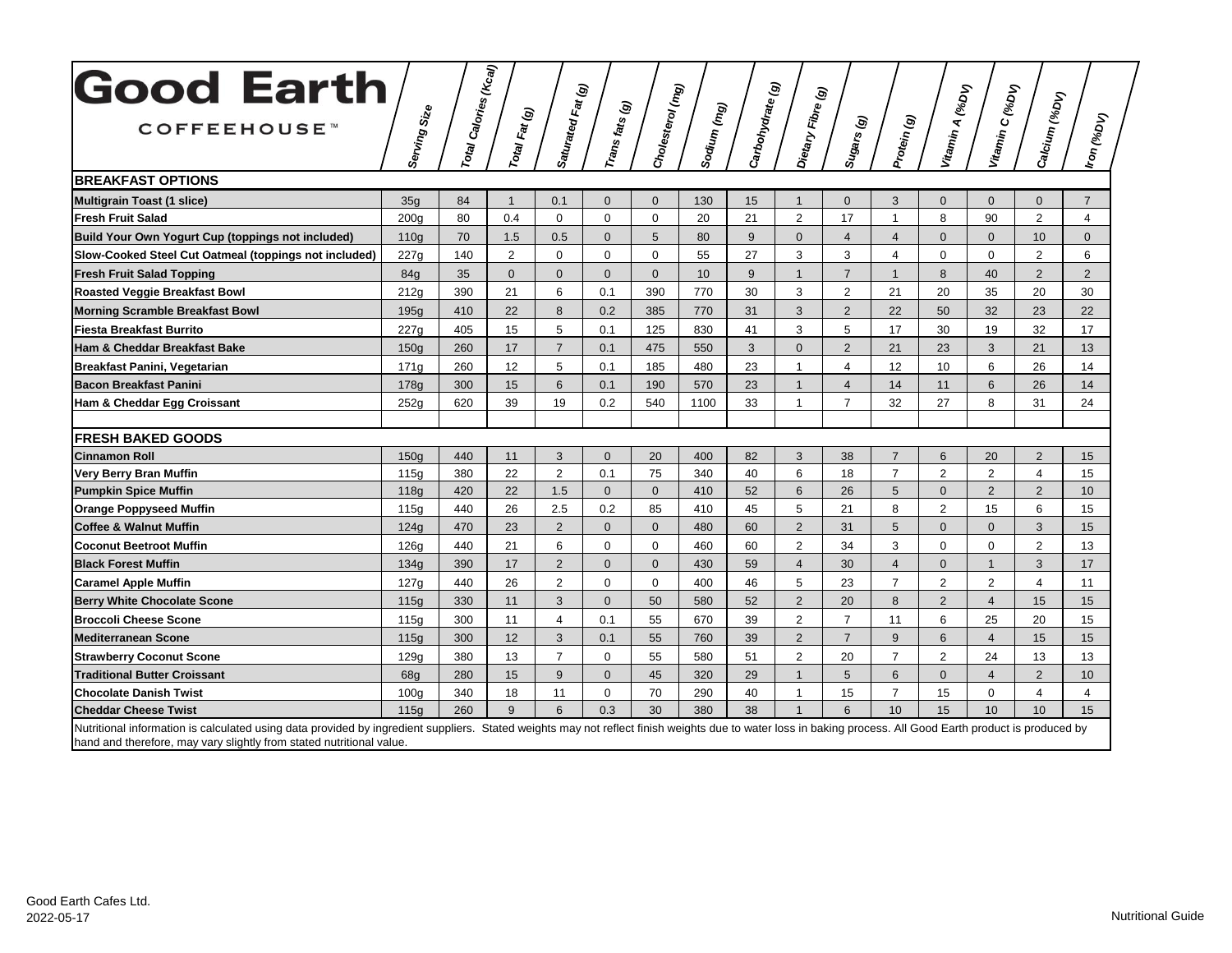# Good Earth

COFFEEHOUSE™

| | Serving Size | Total Calories (Kcal) | Total Fat (g) | Saturated Fat (g) | Trans fats (g) | Cholesterol (mg) | Sodium (mg) | Carbohydrate (g) | Dietary Fibre (g) | Sugars (g) | Protein (g) | Vitamin A (%DV) | Vitamin C (%DV) | Calcium (%DV) | Iron (%DV) |
|---|---|---|---|---|---|---|---|---|---|---|---|---|---|---|---|
| **BREAKFAST OPTIONS** | | | | | | | | | | | | | | | |
| **Multigrain Toast (1 slice)** | 35g | 84 | 1 | 0.1 | 0 | 0 | 130 | 15 | 1 | 0 | 3 | 0 | 0 | 0 | 7 |
| **Fresh Fruit Salad** | 200g | 80 | 0.4 | 0 | 0 | 0 | 20 | 21 | 2 | 17 | 1 | 8 | 90 | 2 | 4 |
| **Build Your Own Yogurt Cup (toppings not included)** | 110g | 70 | 1.5 | 0.5 | 0 | 5 | 80 | 9 | 0 | 4 | 4 | 0 | 0 | 10 | 0 |
| **Slow-Cooked Steel Cut Oatmeal (toppings not included)** | 227g | 140 | 2 | 0 | 0 | 0 | 55 | 27 | 3 | 3 | 4 | 0 | 0 | 2 | 6 |
| **Fresh Fruit Salad Topping** | 84g | 35 | 0 | 0 | 0 | 0 | 10 | 9 | 1 | 7 | 1 | 8 | 40 | 2 | 2 |
| **Roasted Veggie Breakfast Bowl** | 212g | 390 | 21 | 6 | 0.1 | 390 | 770 | 30 | 3 | 2 | 21 | 20 | 35 | 20 | 30 |
| **Morning Scramble Breakfast Bowl** | 195g | 410 | 22 | 8 | 0.2 | 385 | 770 | 31 | 3 | 2 | 22 | 50 | 32 | 23 | 22 |
| **Fiesta Breakfast Burrito** | 227g | 405 | 15 | 5 | 0.1 | 125 | 830 | 41 | 3 | 5 | 17 | 30 | 19 | 32 | 17 |
| **Ham & Cheddar Breakfast Bake** | 150g | 260 | 17 | 7 | 0.1 | 475 | 550 | 3 | 0 | 2 | 21 | 23 | 3 | 21 | 13 |
| **Breakfast Panini, Vegetarian** | 171g | 260 | 12 | 5 | 0.1 | 185 | 480 | 23 | 1 | 4 | 12 | 10 | 6 | 26 | 14 |
| **Bacon Breakfast Panini** | 178g | 300 | 15 | 6 | 0.1 | 190 | 570 | 23 | 1 | 4 | 14 | 11 | 6 | 26 | 14 |
| **Ham & Cheddar Egg Croissant** | 252g | 620 | 39 | 19 | 0.2 | 540 | 1100 | 33 | 1 | 7 | 32 | 27 | 8 | 31 | 24 |
| | | | | | | | | | | | | | | | |
| **FRESH BAKED GOODS** | | | | | | | | | | | | | | | |
| **Cinnamon Roll** | 150g | 440 | 11 | 3 | 0 | 20 | 400 | 82 | 3 | 38 | 7 | 6 | 20 | 2 | 15 |
| **Very Berry Bran Muffin** | 115g | 380 | 22 | 2 | 0.1 | 75 | 340 | 40 | 6 | 18 | 7 | 2 | 2 | 4 | 15 |
| **Pumpkin Spice Muffin** | 118g | 420 | 22 | 1.5 | 0 | 0 | 410 | 52 | 6 | 26 | 5 | 0 | 2 | 2 | 10 |
| **Orange Poppyseed Muffin** | 115g | 440 | 26 | 2.5 | 0.2 | 85 | 410 | 45 | 5 | 21 | 8 | 2 | 15 | 6 | 15 |
| **Coffee & Walnut Muffin** | 124g | 470 | 23 | 2 | 0 | 0 | 480 | 60 | 2 | 31 | 5 | 0 | 0 | 3 | 15 |
| **Coconut Beetroot Muffin** | 126g | 440 | 21 | 6 | 0 | 0 | 460 | 60 | 2 | 34 | 3 | 0 | 0 | 2 | 13 |
| **Black Forest Muffin** | 134g | 390 | 17 | 2 | 0 | 0 | 430 | 59 | 4 | 30 | 4 | 0 | 1 | 3 | 17 |
| **Caramel Apple Muffin** | 127g | 440 | 26 | 2 | 0 | 0 | 400 | 46 | 5 | 23 | 7 | 2 | 2 | 4 | 11 |
| **Berry White Chocolate Scone** | 115g | 330 | 11 | 3 | 0 | 50 | 580 | 52 | 2 | 20 | 8 | 2 | 4 | 15 | 15 |
| **Broccoli Cheese Scone** | 115g | 300 | 11 | 4 | 0.1 | 55 | 670 | 39 | 2 | 7 | 11 | 6 | 25 | 20 | 15 |
| **Mediterranean Scone** | 115g | 300 | 12 | 3 | 0.1 | 55 | 760 | 39 | 2 | 7 | 9 | 6 | 4 | 15 | 15 |
| **Strawberry Coconut Scone** | 129g | 380 | 13 | 7 | 0 | 55 | 580 | 51 | 2 | 20 | 7 | 2 | 24 | 13 | 13 |
| **Traditional Butter Croissant** | 68g | 280 | 15 | 9 | 0 | 45 | 320 | 29 | 1 | 5 | 6 | 0 | 4 | 2 | 10 |
| **Chocolate Danish Twist** | 100g | 340 | 18 | 11 | 0 | 70 | 290 | 40 | 1 | 15 | 7 | 15 | 0 | 4 | 4 |
| **Cheddar Cheese Twist** | 115g | 260 | 9 | 6 | 0.3 | 30 | 380 | 38 | 1 | 6 | 10 | 15 | 10 | 10 | 15 |

Nutritional information is calculated using data provided by ingredient suppliers. Stated weights may not reflect finish weights due to water loss in baking process. All Good Earth product is produced by hand and therefore, may vary slightly from stated nutritional value.

Good Earth Cafes Ltd.
2022-05-17

Nutritional Guide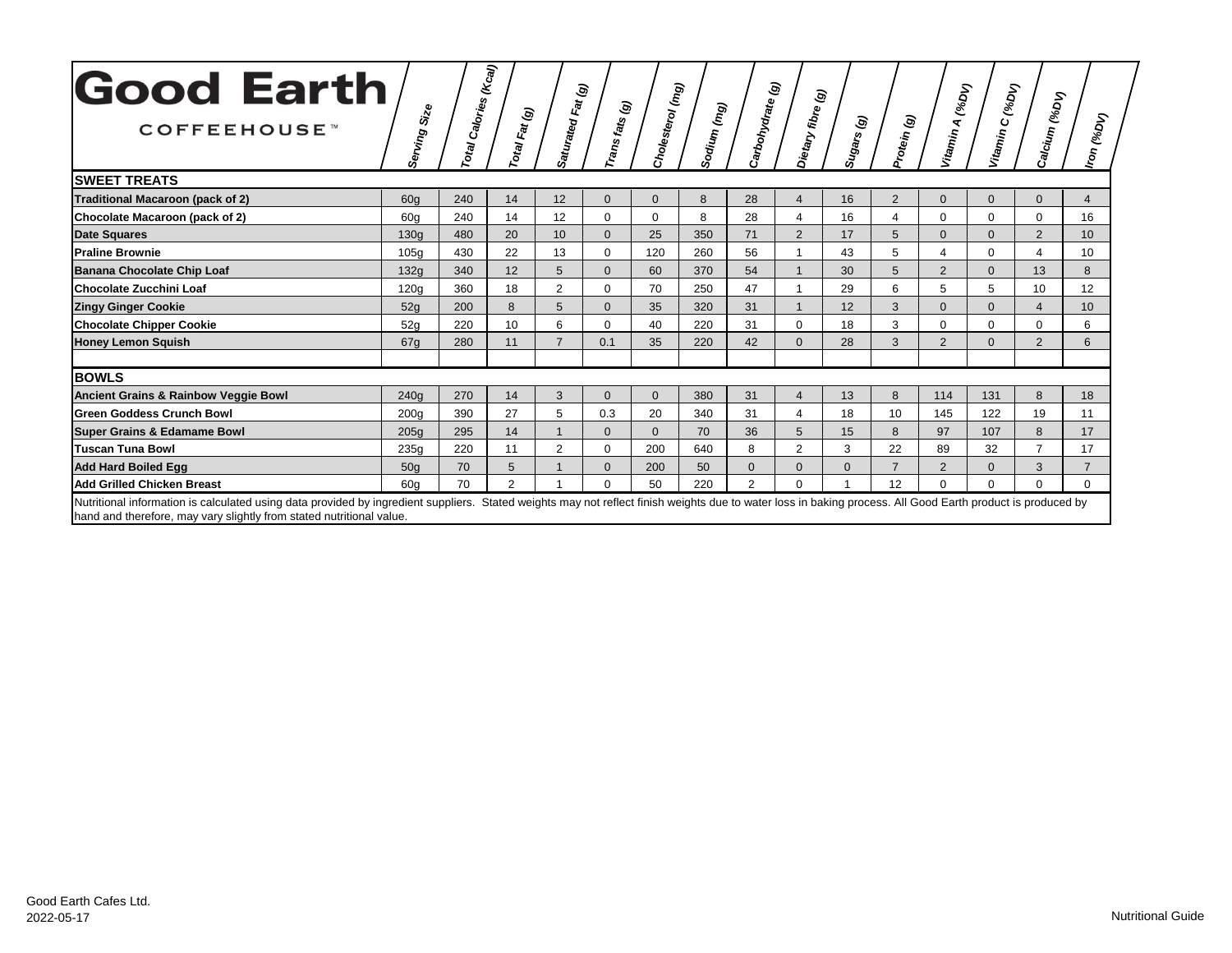| **Good Earth** COFFEEHOUSE™ | Serving Size | Total Calories (Kcal) | Total Fat (g) | Saturated Fat (g) | Trans fats (g) | Cholesterol (mg) | Sodium (mg) | Carbohydrate (g) | Dietary fibre (g) | Sugars (g) | Protein (g) | Vitamin A (%DV) | Vitamin C (%DV) | Calcium (%DV) | Iron (%DV) |
|---|---|---|---|---|---|---|---|---|---|---|---|---|---|---|---|
| **SWEET TREATS** | | | | | | | | | | | | | | | |
| **Traditional Macaroon (pack of 2)** | 60g | 240 | 14 | 12 | 0 | 0 | 8 | 28 | 4 | 16 | 2 | 0 | 0 | 0 | 4 |
| **Chocolate Macaroon (pack of 2)** | 60g | 240 | 14 | 12 | 0 | 0 | 8 | 28 | 4 | 16 | 4 | 0 | 0 | 0 | 16 |
| **Date Squares** | 130g | 480 | 20 | 10 | 0 | 25 | 350 | 71 | 2 | 17 | 5 | 0 | 0 | 2 | 10 |
| **Praline Brownie** | 105g | 430 | 22 | 13 | 0 | 120 | 260 | 56 | 1 | 43 | 5 | 4 | 0 | 4 | 10 |
| **Banana Chocolate Chip Loaf** | 132g | 340 | 12 | 5 | 0 | 60 | 370 | 54 | 1 | 30 | 5 | 2 | 0 | 13 | 8 |
| **Chocolate Zucchini Loaf** | 120g | 360 | 18 | 2 | 0 | 70 | 250 | 47 | 1 | 29 | 6 | 5 | 5 | 10 | 12 |
| **Zingy Ginger Cookie** | 52g | 200 | 8 | 5 | 0 | 35 | 320 | 31 | 1 | 12 | 3 | 0 | 0 | 4 | 10 |
| **Chocolate Chipper Cookie** | 52g | 220 | 10 | 6 | 0 | 40 | 220 | 31 | 0 | 18 | 3 | 0 | 0 | 0 | 6 |
| **Honey Lemon Squish** | 67g | 280 | 11 | 7 | 0.1 | 35 | 220 | 42 | 0 | 28 | 3 | 2 | 0 | 2 | 6 |
| | | | | | | | | | | | | | | | |
| **BOWLS** | | | | | | | | | | | | | | | |
| **Ancient Grains & Rainbow Veggie Bowl** | 240g | 270 | 14 | 3 | 0 | 0 | 380 | 31 | 4 | 13 | 8 | 114 | 131 | 8 | 18 |
| **Green Goddess Crunch Bowl** | 200g | 390 | 27 | 5 | 0.3 | 20 | 340 | 31 | 4 | 18 | 10 | 145 | 122 | 19 | 11 |
| **Super Grains & Edamame Bowl** | 205g | 295 | 14 | 1 | 0 | 0 | 70 | 36 | 5 | 15 | 8 | 97 | 107 | 8 | 17 |
| **Tuscan Tuna Bowl** | 235g | 220 | 11 | 2 | 0 | 200 | 640 | 8 | 2 | 3 | 22 | 89 | 32 | 7 | 17 |
| **Add Hard Boiled Egg** | 50g | 70 | 5 | 1 | 0 | 200 | 50 | 0 | 0 | 0 | 7 | 2 | 0 | 3 | 7 |
| **Add Grilled Chicken Breast** | 60g | 70 | 2 | 1 | 0 | 50 | 220 | 2 | 0 | 1 | 12 | 0 | 0 | 0 | 0 |

Nutritional information is calculated using data provided by ingredient suppliers. Stated weights may not reflect finish weights due to water loss in baking process. All Good Earth product is produced by hand and therefore, may vary slightly from stated nutritional value.

Good Earth Cafes Ltd.
2022-05-17

Nutritional Guide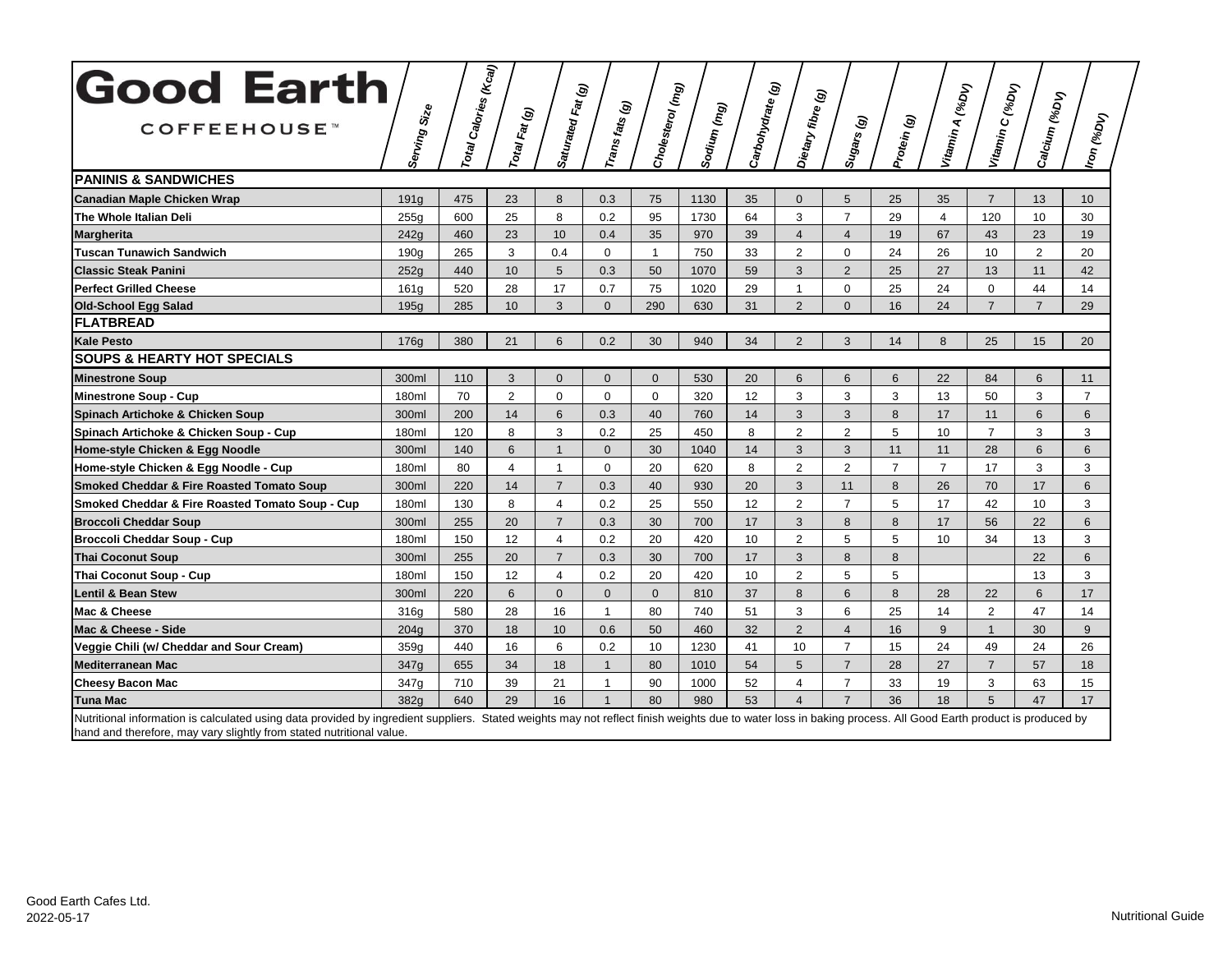# Good Earth COFFEEHOUSE™

| | Serving Size | Total Calories (Kcal) | Total Fat (g) | Saturated Fat (g) | Trans fats (g) | Cholesterol (mg) | Sodium (mg) | Carbohydrate (g) | Dietary fibre (g) | Sugars (g) | Protein (g) | Vitamin A (%DV) | Vitamin C (%DV) | Calcium (%DV) | Iron (%DV) |
|---|---|---|---|---|---|---|---|---|---|---|---|---|---|---|---|
| **PANINIS & SANDWICHES** | | | | | | | | | | | | | | | |
| **Canadian Maple Chicken Wrap** | 191g | 475 | 23 | 8 | 0.3 | 75 | 1130 | 35 | 0 | 5 | 25 | 35 | 7 | 13 | 10 |
| **The Whole Italian Deli** | 255g | 600 | 25 | 8 | 0.2 | 95 | 1730 | 64 | 3 | 7 | 29 | 4 | 120 | 10 | 30 |
| **Margherita** | 242g | 460 | 23 | 10 | 0.4 | 35 | 970 | 39 | 4 | 4 | 19 | 67 | 43 | 23 | 19 |
| **Tuscan Tunawich Sandwich** | 190g | 265 | 3 | 0.4 | 0 | 1 | 750 | 33 | 2 | 0 | 24 | 26 | 10 | 2 | 20 |
| **Classic Steak Panini** | 252g | 440 | 10 | 5 | 0.3 | 50 | 1070 | 59 | 3 | 2 | 25 | 27 | 13 | 11 | 42 |
| **Perfect Grilled Cheese** | 161g | 520 | 28 | 17 | 0.7 | 75 | 1020 | 29 | 1 | 0 | 25 | 24 | 0 | 44 | 14 |
| **Old-School Egg Salad** | 195g | 285 | 10 | 3 | 0 | 290 | 630 | 31 | 2 | 0 | 16 | 24 | 7 | 7 | 29 |
| **FLATBREAD** | | | | | | | | | | | | | | | |
| **Kale Pesto** | 176g | 380 | 21 | 6 | 0.2 | 30 | 940 | 34 | 2 | 3 | 14 | 8 | 25 | 15 | 20 |
| **SOUPS & HEARTY HOT SPECIALS** | | | | | | | | | | | | | | | |
| **Minestrone Soup** | 300ml | 110 | 3 | 0 | 0 | 0 | 530 | 20 | 6 | 6 | 6 | 22 | 84 | 6 | 11 |
| **Minestrone Soup - Cup** | 180ml | 70 | 2 | 0 | 0 | 0 | 320 | 12 | 3 | 3 | 3 | 13 | 50 | 3 | 7 |
| **Spinach Artichoke & Chicken Soup** | 300ml | 200 | 14 | 6 | 0.3 | 40 | 760 | 14 | 3 | 3 | 8 | 17 | 11 | 6 | 6 |
| **Spinach Artichoke & Chicken Soup - Cup** | 180ml | 120 | 8 | 3 | 0.2 | 25 | 450 | 8 | 2 | 2 | 5 | 10 | 7 | 3 | 3 |
| **Home-style Chicken & Egg Noodle** | 300ml | 140 | 6 | 1 | 0 | 30 | 1040 | 14 | 3 | 3 | 11 | 11 | 28 | 6 | 6 |
| **Home-style Chicken & Egg Noodle - Cup** | 180ml | 80 | 4 | 1 | 0 | 20 | 620 | 8 | 2 | 2 | 7 | 7 | 17 | 3 | 3 |
| **Smoked Cheddar & Fire Roasted Tomato Soup** | 300ml | 220 | 14 | 7 | 0.3 | 40 | 930 | 20 | 3 | 11 | 8 | 26 | 70 | 17 | 6 |
| **Smoked Cheddar & Fire Roasted Tomato Soup - Cup** | 180ml | 130 | 8 | 4 | 0.2 | 25 | 550 | 12 | 2 | 7 | 5 | 17 | 42 | 10 | 3 |
| **Broccoli Cheddar Soup** | 300ml | 255 | 20 | 7 | 0.3 | 30 | 700 | 17 | 3 | 8 | 8 | 17 | 56 | 22 | 6 |
| **Broccoli Cheddar Soup - Cup** | 180ml | 150 | 12 | 4 | 0.2 | 20 | 420 | 10 | 2 | 5 | 5 | 10 | 34 | 13 | 3 |
| **Thai Coconut Soup** | 300ml | 255 | 20 | 7 | 0.3 | 30 | 700 | 17 | 3 | 8 | 8 | | | 22 | 6 |
| **Thai Coconut Soup - Cup** | 180ml | 150 | 12 | 4 | 0.2 | 20 | 420 | 10 | 2 | 5 | 5 | | | 13 | 3 |
| **Lentil & Bean Stew** | 300ml | 220 | 6 | 0 | 0 | 0 | 810 | 37 | 8 | 6 | 8 | 28 | 22 | 6 | 17 |
| **Mac & Cheese** | 316g | 580 | 28 | 16 | 1 | 80 | 740 | 51 | 3 | 6 | 25 | 14 | 2 | 47 | 14 |
| **Mac & Cheese - Side** | 204g | 370 | 18 | 10 | 0.6 | 50 | 460 | 32 | 2 | 4 | 16 | 9 | 1 | 30 | 9 |
| **Veggie Chili (w/ Cheddar and Sour Cream)** | 359g | 440 | 16 | 6 | 0.2 | 10 | 1230 | 41 | 10 | 7 | 15 | 24 | 49 | 24 | 26 |
| **Mediterranean Mac** | 347g | 655 | 34 | 18 | 1 | 80 | 1010 | 54 | 5 | 7 | 28 | 27 | 7 | 57 | 18 |
| **Cheesy Bacon Mac** | 347g | 710 | 39 | 21 | 1 | 90 | 1000 | 52 | 4 | 7 | 33 | 19 | 3 | 63 | 15 |
| **Tuna Mac** | 382g | 640 | 29 | 16 | 1 | 80 | 980 | 53 | 4 | 7 | 36 | 18 | 5 | 47 | 17 |

Nutritional information is calculated using data provided by ingredient suppliers. Stated weights may not reflect finish weights due to water loss in baking process. All Good Earth product is produced by hand and therefore, may vary slightly from stated nutritional value.

Good Earth Cafes Ltd.
2022-05-17

Nutritional Guide